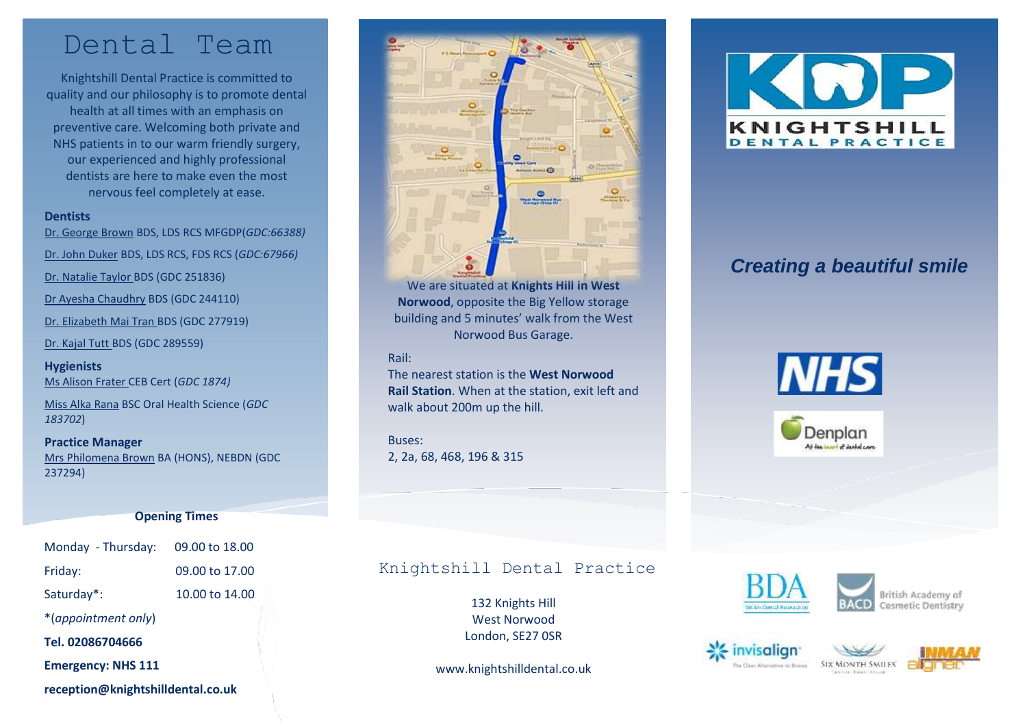# Dental Team

Knightshill Dental Practice is committed to quality and our philosophy is to promote dental health at all times with an emphasis on preventive care. Welcoming both private and NHS patients in to our warm friendly surgery, our experienced and highly professional dentists are here to make even the most nervous feel completely at ease.

**Dentists**

Dr. George Brown BDS, LDS RCS MFGDP(*GDC:66388)*

Dr. John Duker BDS, LDS RCS, FDS RCS (*GDC:67966)*

Dr. Natalie Taylor BDS (GDC 251836)

Dr Ayesha Chaudhry BDS (GDC 244110)

Dr. Elizabeth Mai Tran BDS (GDC 277919)

Dr. Kajal Tutt BDS (GDC 289559)

**Hygienists**

Ms Alison Frater CEB Cert (*GDC 1874)*

Miss Alka Rana BSC Oral Health Science (*GDC 183702*)

**Practice Manager**

Mrs Philomena Brown BA (HONS), NEBDN (GDC 237294)

**Opening Times**

| | |
|---|---|
| Monday - Thursday: | 09.00 to 18.00 |
| Friday: | 09.00 to 17.00 |
| Saturday*: | 10.00 to 14.00 |

*(*appointment only*)

**Tel. 02086704666**

**Emergency: NHS 111**

**reception@knightshilldental.co.uk**

We are situated at **Knights Hill in West Norwood**, opposite the Big Yellow storage building and 5 minutes' walk from the West Norwood Bus Garage.

Rail:
The nearest station is the **West Norwood Rail Station**. When at the station, exit left and walk about 200m up the hill.

Buses:
2, 2a, 68, 468, 196 & 315

Knightshill Dental Practice

132 Knights Hill
West Norwood
London, SE27 0SR

www.knightshilldental.co.uk

KDP KNIGHTSHILL DENTAL PRACTICE

*Creating a beautiful smile*

NHS

Denplan — At the heart of dental care

BDA British Dental Association

BACD British Academy of Cosmetic Dentistry

invisalign — The Clear Alternative to Braces

Six Month Smiles

Inman aligner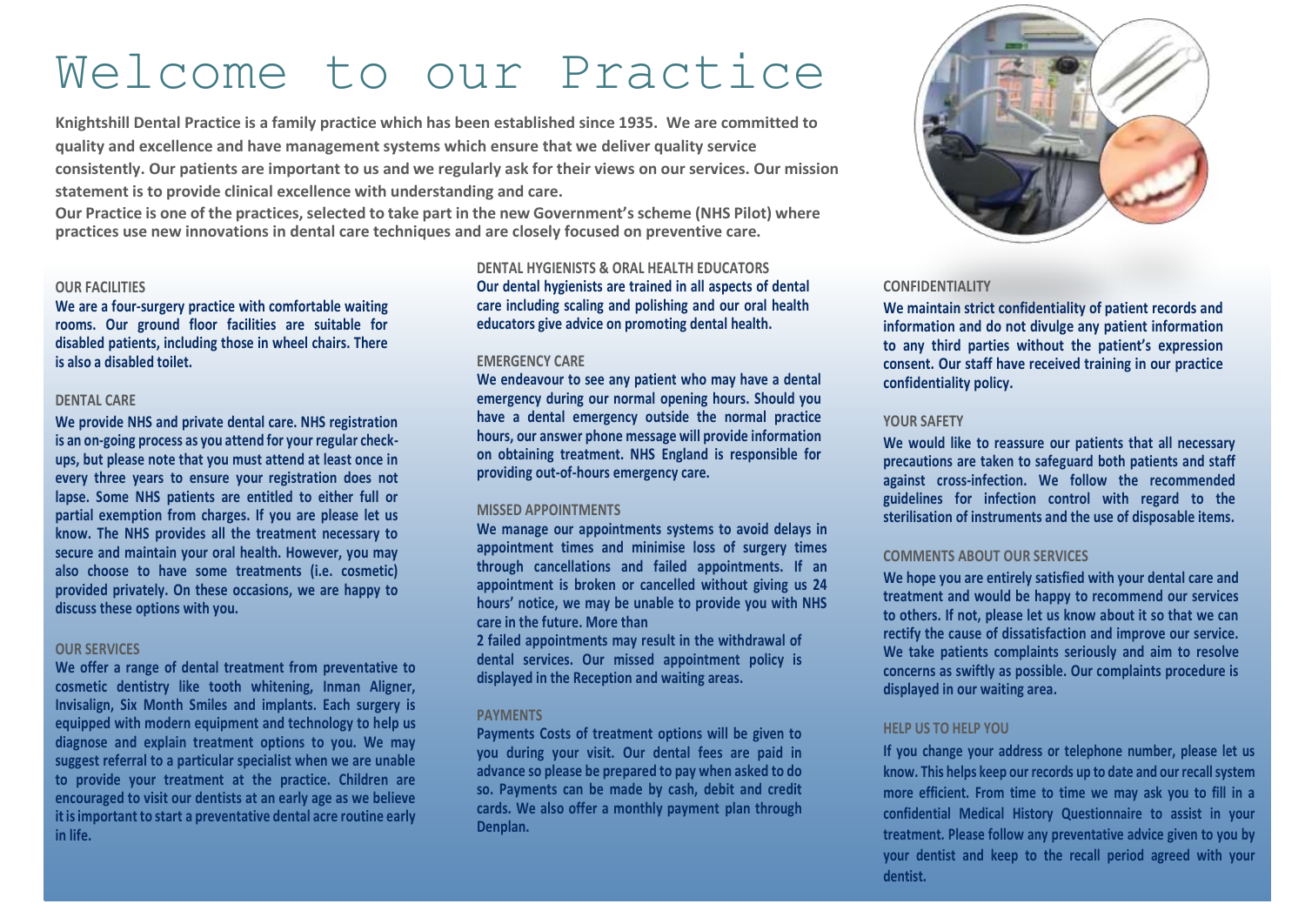# Welcome to our Practice

**Knightshill Dental Practice is a family practice which has been established since 1935. We are committed to quality and excellence and have management systems which ensure that we deliver quality service consistently. Our patients are important to us and we regularly ask for their views on our services. Our mission statement is to provide clinical excellence with understanding and care.**

**Our Practice is one of the practices, selected to take part in the new Government's scheme (NHS Pilot) where practices use new innovations in dental care techniques and are closely focused on preventive care.**

## OUR FACILITIES

We are a four-surgery practice with comfortable waiting rooms. Our ground floor facilities are suitable for disabled patients, including those in wheel chairs. There is also a disabled toilet.

## DENTAL CARE

We provide NHS and private dental care. NHS registration is an on-going process as you attend for your regular check-ups, but please note that you must attend at least once in every three years to ensure your registration does not lapse. Some NHS patients are entitled to either full or partial exemption from charges. If you are please let us know. The NHS provides all the treatment necessary to secure and maintain your oral health. However, you may also choose to have some treatments (i.e. cosmetic) provided privately. On these occasions, we are happy to discuss these options with you.

## OUR SERVICES

We offer a range of dental treatment from preventative to cosmetic dentistry like tooth whitening, Inman Aligner, Invisalign, Six Month Smiles and implants. Each surgery is equipped with modern equipment and technology to help us diagnose and explain treatment options to you. We may suggest referral to a particular specialist when we are unable to provide your treatment at the practice. Children are encouraged to visit our dentists at an early age as we believe it is important to start a preventative dental acre routine early in life.

## DENTAL HYGIENISTS & ORAL HEALTH EDUCATORS

Our dental hygienists are trained in all aspects of dental care including scaling and polishing and our oral health educators give advice on promoting dental health.

## EMERGENCY CARE

We endeavour to see any patient who may have a dental emergency during our normal opening hours. Should you have a dental emergency outside the normal practice hours, our answer phone message will provide information on obtaining treatment. NHS England is responsible for providing out-of-hours emergency care.

## MISSED APPOINTMENTS

We manage our appointments systems to avoid delays in appointment times and minimise loss of surgery times through cancellations and failed appointments. If an appointment is broken or cancelled without giving us 24 hours' notice, we may be unable to provide you with NHS care in the future. More than

2 failed appointments may result in the withdrawal of dental services. Our missed appointment policy is displayed in the Reception and waiting areas.

## PAYMENTS

Payments Costs of treatment options will be given to you during your visit. Our dental fees are paid in advance so please be prepared to pay when asked to do so. Payments can be made by cash, debit and credit cards. We also offer a monthly payment plan through Denplan.

## CONFIDENTIALITY

We maintain strict confidentiality of patient records and information and do not divulge any patient information to any third parties without the patient's expression consent. Our staff have received training in our practice confidentiality policy.

## YOUR SAFETY

We would like to reassure our patients that all necessary precautions are taken to safeguard both patients and staff against cross-infection. We follow the recommended guidelines for infection control with regard to the sterilisation of instruments and the use of disposable items.

## COMMENTS ABOUT OUR SERVICES

We hope you are entirely satisfied with your dental care and treatment and would be happy to recommend our services to others. If not, please let us know about it so that we can rectify the cause of dissatisfaction and improve our service. We take patients complaints seriously and aim to resolve concerns as swiftly as possible. Our complaints procedure is displayed in our waiting area.

## HELP US TO HELP YOU

If you change your address or telephone number, please let us know. This helps keep our records up to date and our recall system more efficient. From time to time we may ask you to fill in a confidential Medical History Questionnaire to assist in your treatment. Please follow any preventative advice given to you by your dentist and keep to the recall period agreed with your dentist.